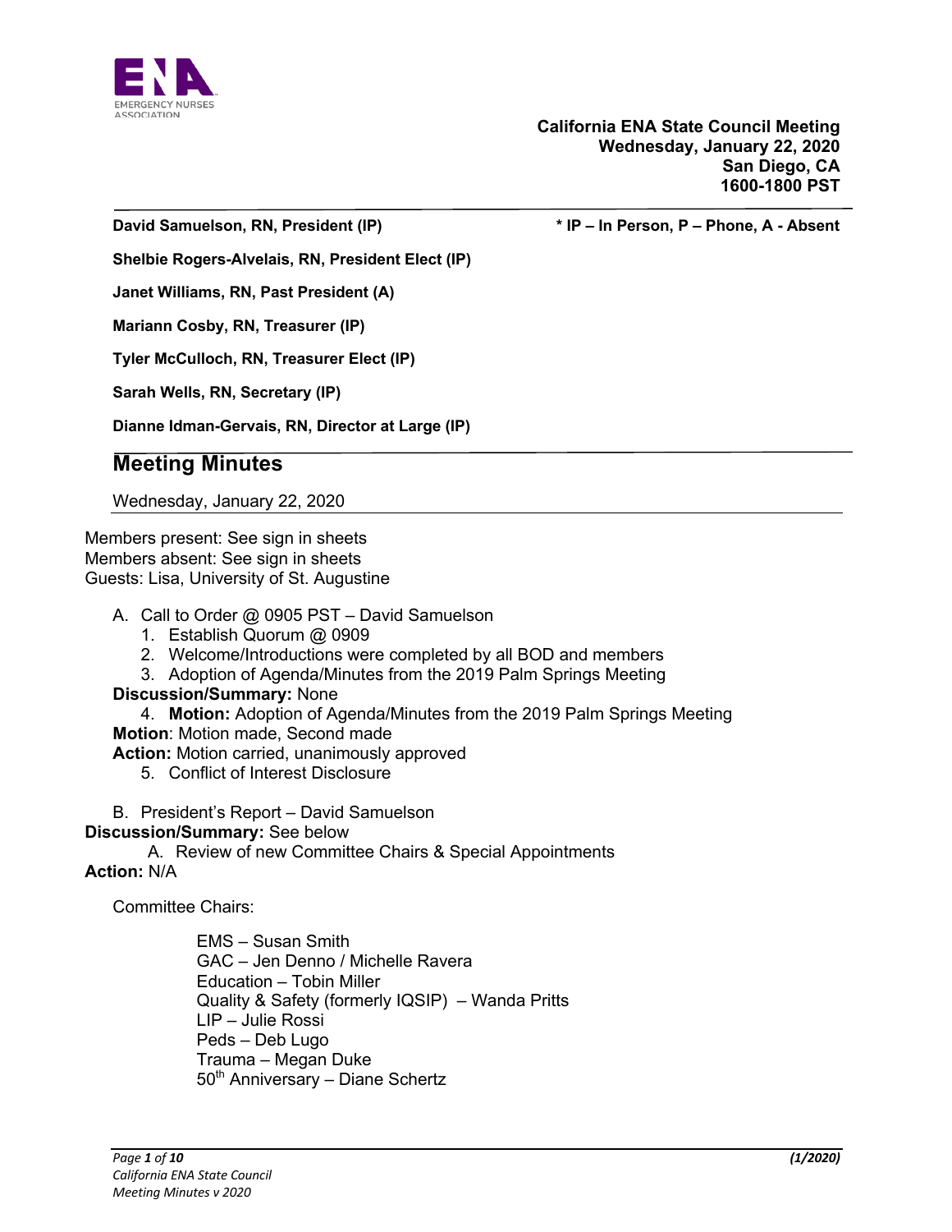**California ENA State Council Meeting**
**Wednesday, January 22, 2020**
**San Diego, CA**
**1600-1800 PST**

**David Samuelson, RN, President (IP)** — **\* IP – In Person, P – Phone, A - Absent**

**Shelbie Rogers-Alvelais, RN, President Elect (IP)**

**Janet Williams, RN, Past President (A)**

**Mariann Cosby, RN, Treasurer (IP)**

**Tyler McCulloch, RN, Treasurer Elect (IP)**

**Sarah Wells, RN, Secretary (IP)**

**Dianne Idman-Gervais, RN, Director at Large (IP)**

## Meeting Minutes

Wednesday, January 22, 2020

Members present: See sign in sheets
Members absent: See sign in sheets
Guests: Lisa, University of St. Augustine

A. Call to Order @ 0905 PST – David Samuelson
   1. Establish Quorum @ 0909
   2. Welcome/Introductions were completed by all BOD and members
   3. Adoption of Agenda/Minutes from the 2019 Palm Springs Meeting

**Discussion/Summary:** None

   4. **Motion:** Adoption of Agenda/Minutes from the 2019 Palm Springs Meeting

**Motion**: Motion made, Second made
**Action:** Motion carried, unanimously approved

   5. Conflict of Interest Disclosure

B. President's Report – David Samuelson

**Discussion/Summary:** See below

   A. Review of new Committee Chairs & Special Appointments

**Action:** N/A

Committee Chairs:

- EMS – Susan Smith
- GAC – Jen Denno / Michelle Ravera
- Education – Tobin Miller
- Quality & Safety (formerly IQSIP) – Wanda Pritts
- LIP – Julie Rossi
- Peds – Deb Lugo
- Trauma – Megan Duke
- 50th Anniversary – Diane Schertz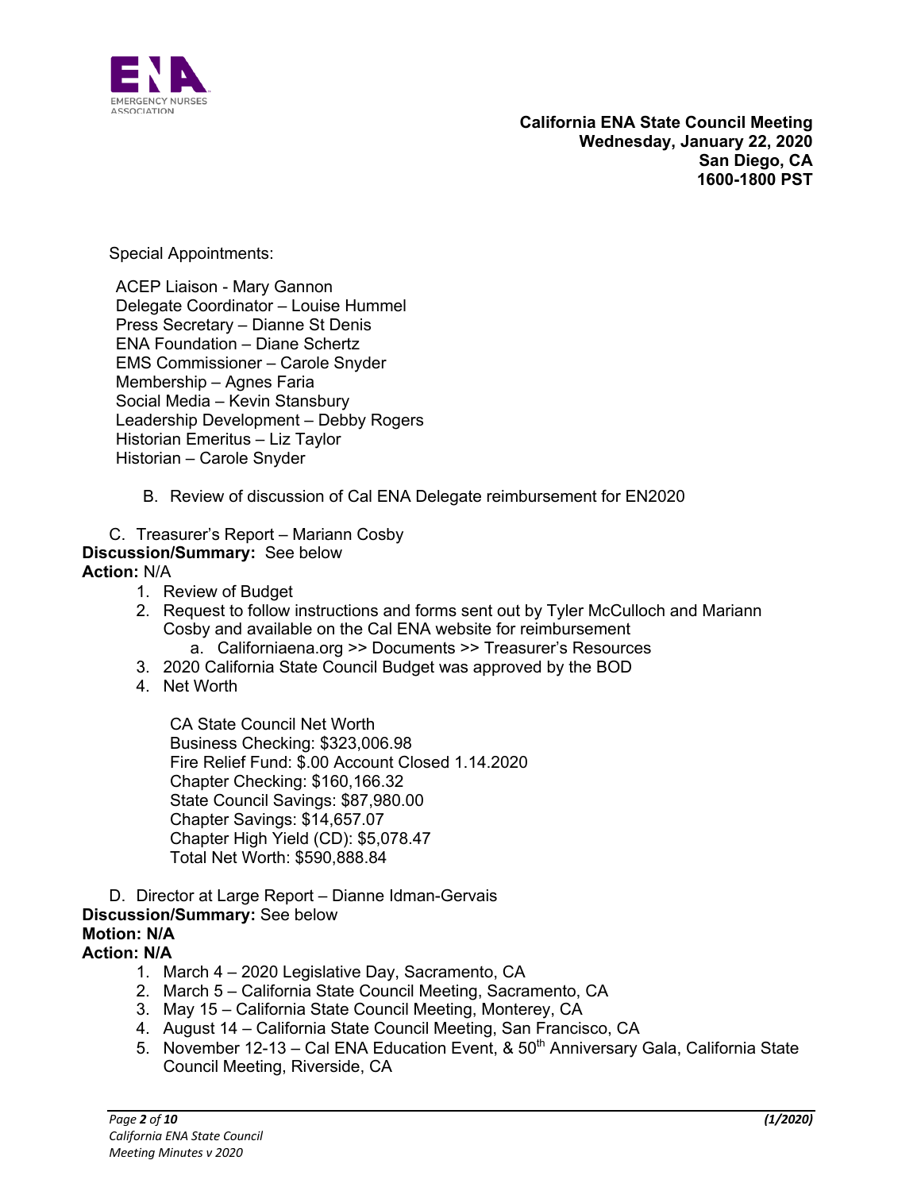**California ENA State Council Meeting**
**Wednesday, January 22, 2020**
**San Diego, CA**
**1600-1800 PST**

Special Appointments:

ACEP Liaison - Mary Gannon
Delegate Coordinator – Louise Hummel
Press Secretary – Dianne St Denis
ENA Foundation – Diane Schertz
EMS Commissioner – Carole Snyder
Membership – Agnes Faria
Social Media – Kevin Stansbury
Leadership Development – Debby Rogers
Historian Emeritus – Liz Taylor
Historian – Carole Snyder

B. Review of discussion of Cal ENA Delegate reimbursement for EN2020

C. Treasurer's Report – Mariann Cosby

**Discussion/Summary:** See below
**Action:** N/A

1. Review of Budget
2. Request to follow instructions and forms sent out by Tyler McCulloch and Mariann Cosby and available on the Cal ENA website for reimbursement
   a. Californiaena.org >> Documents >> Treasurer's Resources
3. 2020 California State Council Budget was approved by the BOD
4. Net Worth

   CA State Council Net Worth
   Business Checking: $323,006.98
   Fire Relief Fund: $.00 Account Closed 1.14.2020
   Chapter Checking: $160,166.32
   State Council Savings: $87,980.00
   Chapter Savings: $14,657.07
   Chapter High Yield (CD): $5,078.47
   Total Net Worth: $590,888.84

D. Director at Large Report – Dianne Idman-Gervais

**Discussion/Summary:** See below
**Motion: N/A**
**Action: N/A**

1. March 4 – 2020 Legislative Day, Sacramento, CA
2. March 5 – California State Council Meeting, Sacramento, CA
3. May 15 – California State Council Meeting, Monterey, CA
4. August 14 – California State Council Meeting, San Francisco, CA
5. November 12-13 – Cal ENA Education Event, & 50th Anniversary Gala, California State Council Meeting, Riverside, CA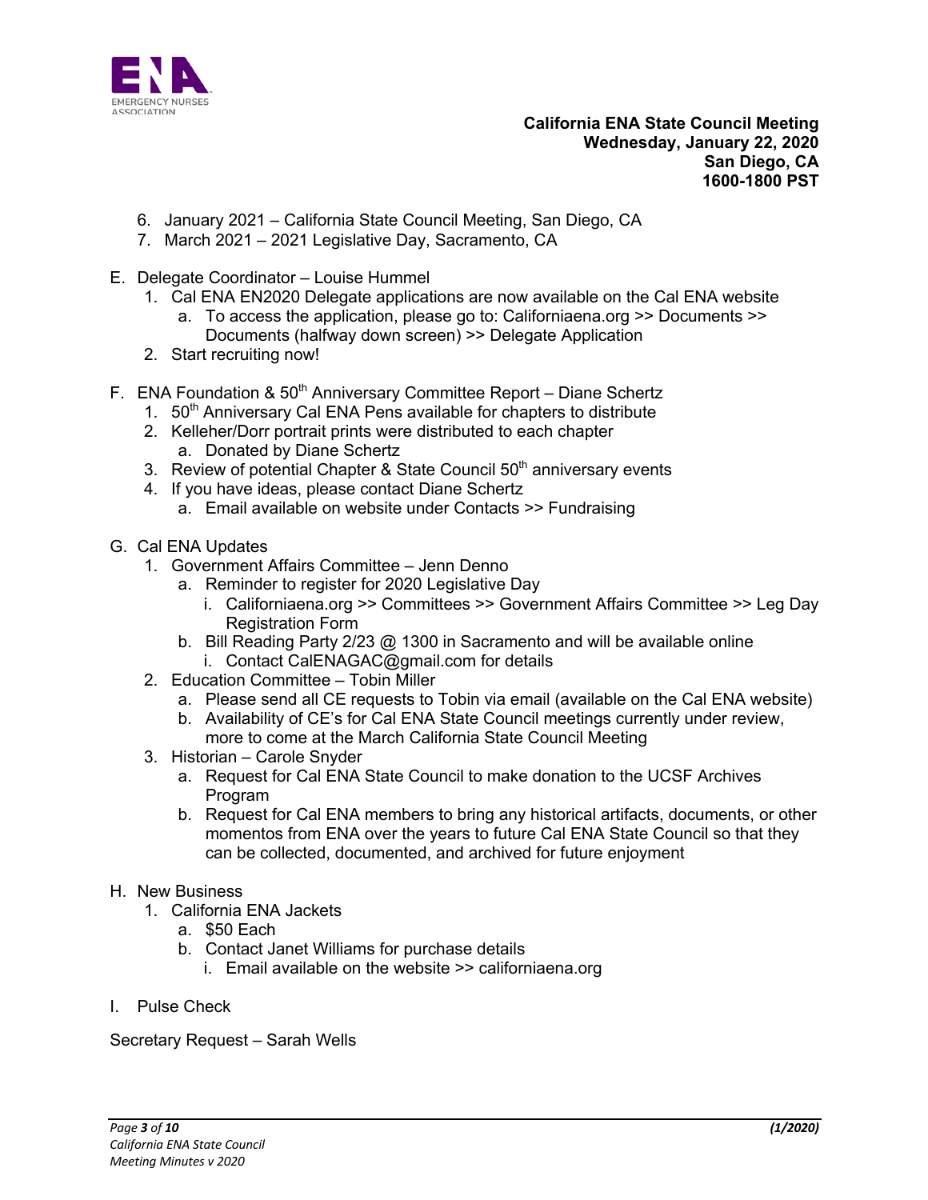**California ENA State Council Meeting**
**Wednesday, January 22, 2020**
**San Diego, CA**
**1600-1800 PST**

6. January 2021 – California State Council Meeting, San Diego, CA
7. March 2021 – 2021 Legislative Day, Sacramento, CA

E. Delegate Coordinator – Louise Hummel
   1. Cal ENA EN2020 Delegate applications are now available on the Cal ENA website
      a. To access the application, please go to: Californiaena.org >> Documents >> Documents (halfway down screen) >> Delegate Application
   2. Start recruiting now!

F. ENA Foundation & 50th Anniversary Committee Report – Diane Schertz
   1. 50th Anniversary Cal ENA Pens available for chapters to distribute
   2. Kelleher/Dorr portrait prints were distributed to each chapter
      a. Donated by Diane Schertz
   3. Review of potential Chapter & State Council 50th anniversary events
   4. If you have ideas, please contact Diane Schertz
      a. Email available on website under Contacts >> Fundraising

G. Cal ENA Updates
   1. Government Affairs Committee – Jenn Denno
      a. Reminder to register for 2020 Legislative Day
         i. Californiaena.org >> Committees >> Government Affairs Committee >> Leg Day Registration Form
      b. Bill Reading Party 2/23 @ 1300 in Sacramento and will be available online
         i. Contact CalENAGAC@gmail.com for details
   2. Education Committee – Tobin Miller
      a. Please send all CE requests to Tobin via email (available on the Cal ENA website)
      b. Availability of CE's for Cal ENA State Council meetings currently under review, more to come at the March California State Council Meeting
   3. Historian – Carole Snyder
      a. Request for Cal ENA State Council to make donation to the UCSF Archives Program
      b. Request for Cal ENA members to bring any historical artifacts, documents, or other momentos from ENA over the years to future Cal ENA State Council so that they can be collected, documented, and archived for future enjoyment

H. New Business
   1. California ENA Jackets
      a. $50 Each
      b. Contact Janet Williams for purchase details
         i. Email available on the website >> californiaena.org

I. Pulse Check

Secretary Request – Sarah Wells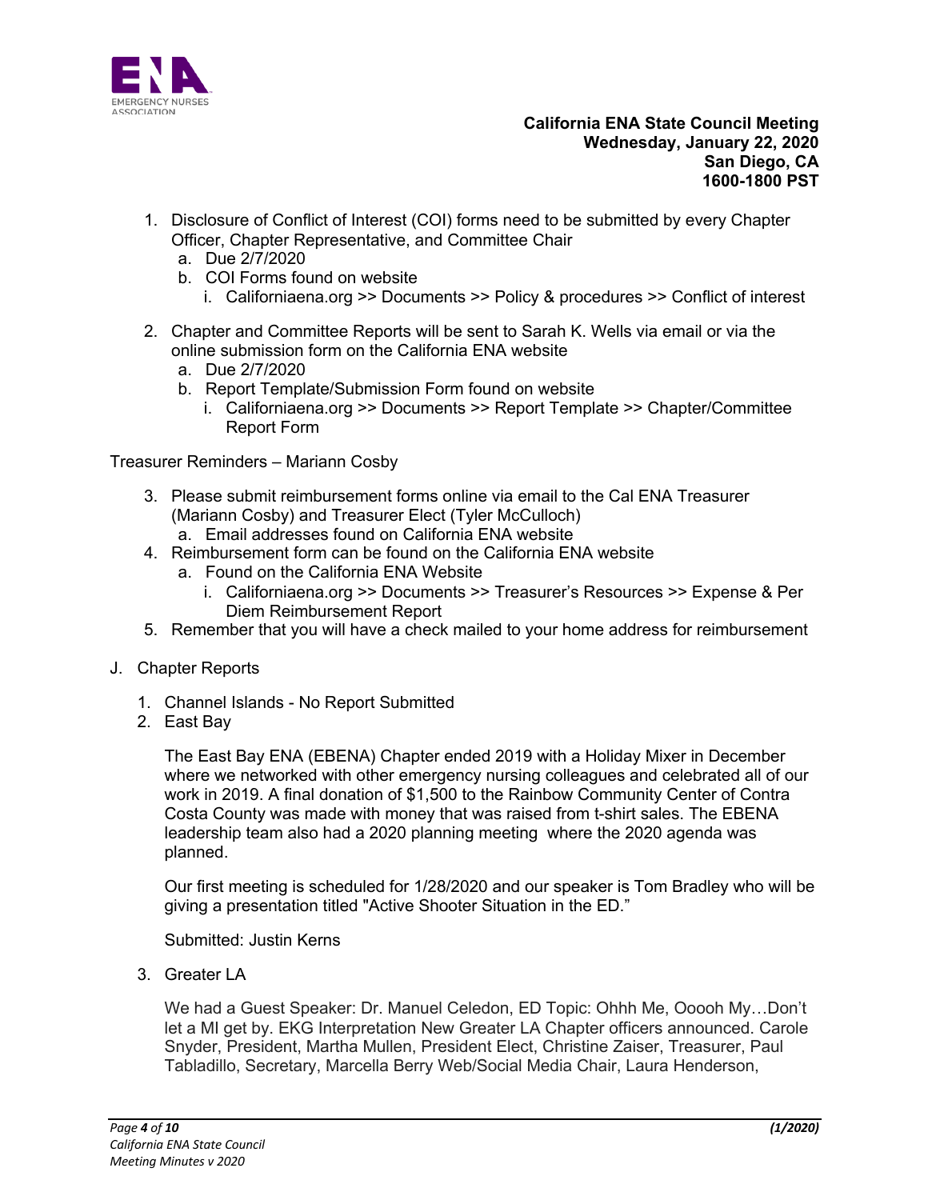**California ENA State Council Meeting**
**Wednesday, January 22, 2020**
**San Diego, CA**
**1600-1800 PST**

1. Disclosure of Conflict of Interest (COI) forms need to be submitted by every Chapter Officer, Chapter Representative, and Committee Chair
   a. Due 2/7/2020
   b. COI Forms found on website
      i. Californiaena.org >> Documents >> Policy & procedures >> Conflict of interest

2. Chapter and Committee Reports will be sent to Sarah K. Wells via email or via the online submission form on the California ENA website
   a. Due 2/7/2020
   b. Report Template/Submission Form found on website
      i. Californiaena.org >> Documents >> Report Template >> Chapter/Committee Report Form

Treasurer Reminders – Mariann Cosby

3. Please submit reimbursement forms online via email to the Cal ENA Treasurer (Mariann Cosby) and Treasurer Elect (Tyler McCulloch)
   a. Email addresses found on California ENA website
4. Reimbursement form can be found on the California ENA website
   a. Found on the California ENA Website
      i. Californiaena.org >> Documents >> Treasurer's Resources >> Expense & Per Diem Reimbursement Report
5. Remember that you will have a check mailed to your home address for reimbursement

J. Chapter Reports

1. Channel Islands - No Report Submitted
2. East Bay

   The East Bay ENA (EBENA) Chapter ended 2019 with a Holiday Mixer in December where we networked with other emergency nursing colleagues and celebrated all of our work in 2019. A final donation of $1,500 to the Rainbow Community Center of Contra Costa County was made with money that was raised from t-shirt sales. The EBENA leadership team also had a 2020 planning meeting where the 2020 agenda was planned.

   Our first meeting is scheduled for 1/28/2020 and our speaker is Tom Bradley who will be giving a presentation titled "Active Shooter Situation in the ED."

   Submitted: Justin Kerns

3. Greater LA

   We had a Guest Speaker: Dr. Manuel Celedon, ED Topic: Ohhh Me, Ooooh My…Don't let a MI get by. EKG Interpretation New Greater LA Chapter officers announced. Carole Snyder, President, Martha Mullen, President Elect, Christine Zaiser, Treasurer, Paul Tabladillo, Secretary, Marcella Berry Web/Social Media Chair, Laura Henderson,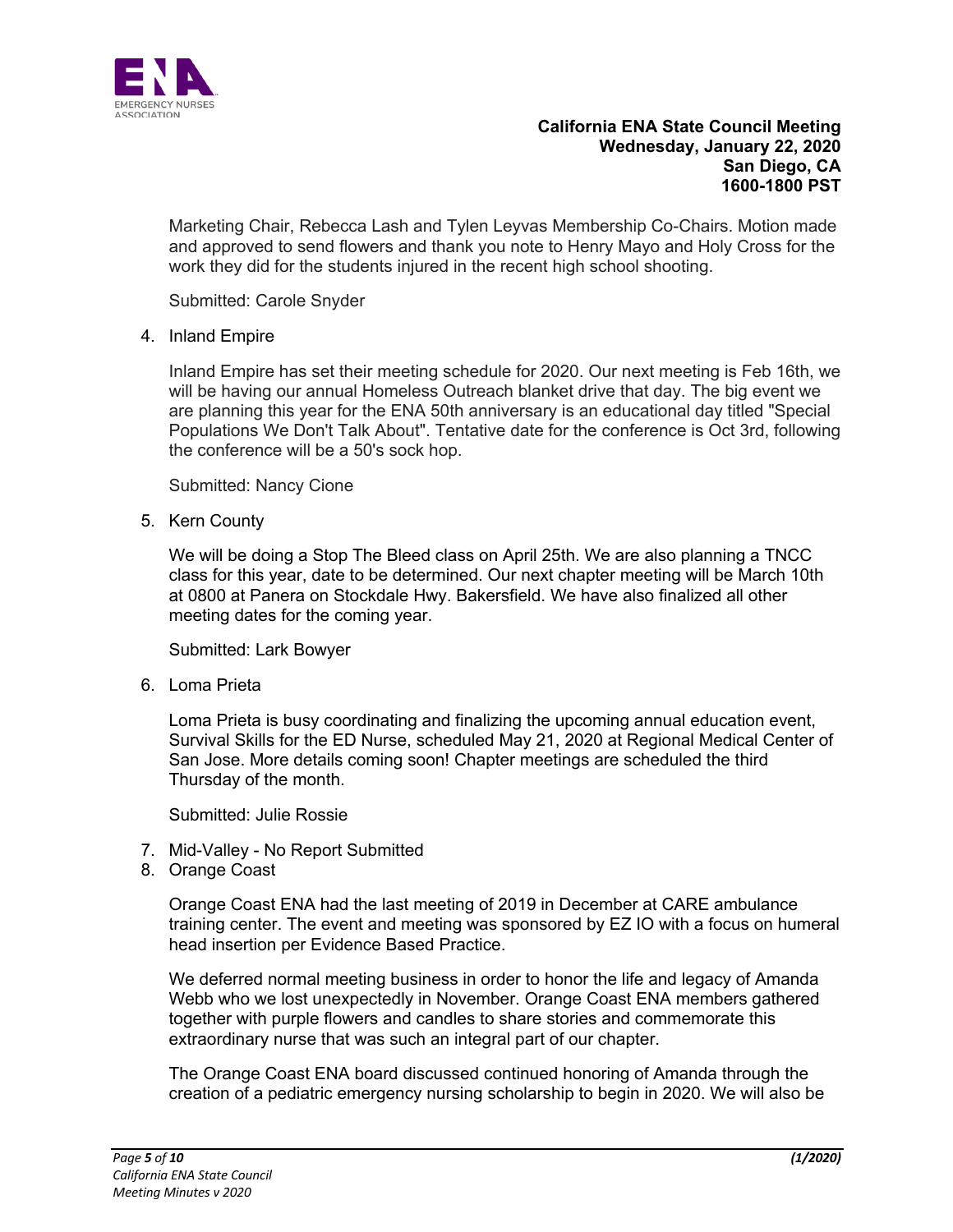Marketing Chair, Rebecca Lash and Tylen Leyvas Membership Co-Chairs. Motion made and approved to send flowers and thank you note to Henry Mayo and Holy Cross for the work they did for the students injured in the recent high school shooting.

Submitted: Carole Snyder

4. Inland Empire

   Inland Empire has set their meeting schedule for 2020. Our next meeting is Feb 16th, we will be having our annual Homeless Outreach blanket drive that day. The big event we are planning this year for the ENA 50th anniversary is an educational day titled "Special Populations We Don't Talk About". Tentative date for the conference is Oct 3rd, following the conference will be a 50's sock hop.

   Submitted: Nancy Cione

5. Kern County

   We will be doing a Stop The Bleed class on April 25th. We are also planning a TNCC class for this year, date to be determined. Our next chapter meeting will be March 10th at 0800 at Panera on Stockdale Hwy. Bakersfield. We have also finalized all other meeting dates for the coming year.

   Submitted: Lark Bowyer

6. Loma Prieta

   Loma Prieta is busy coordinating and finalizing the upcoming annual education event, Survival Skills for the ED Nurse, scheduled May 21, 2020 at Regional Medical Center of San Jose. More details coming soon! Chapter meetings are scheduled the third Thursday of the month.

   Submitted: Julie Rossie

7. Mid-Valley - No Report Submitted
8. Orange Coast

   Orange Coast ENA had the last meeting of 2019 in December at CARE ambulance training center. The event and meeting was sponsored by EZ IO with a focus on humeral head insertion per Evidence Based Practice.

   We deferred normal meeting business in order to honor the life and legacy of Amanda Webb who we lost unexpectedly in November. Orange Coast ENA members gathered together with purple flowers and candles to share stories and commemorate this extraordinary nurse that was such an integral part of our chapter.

   The Orange Coast ENA board discussed continued honoring of Amanda through the creation of a pediatric emergency nursing scholarship to begin in 2020. We will also be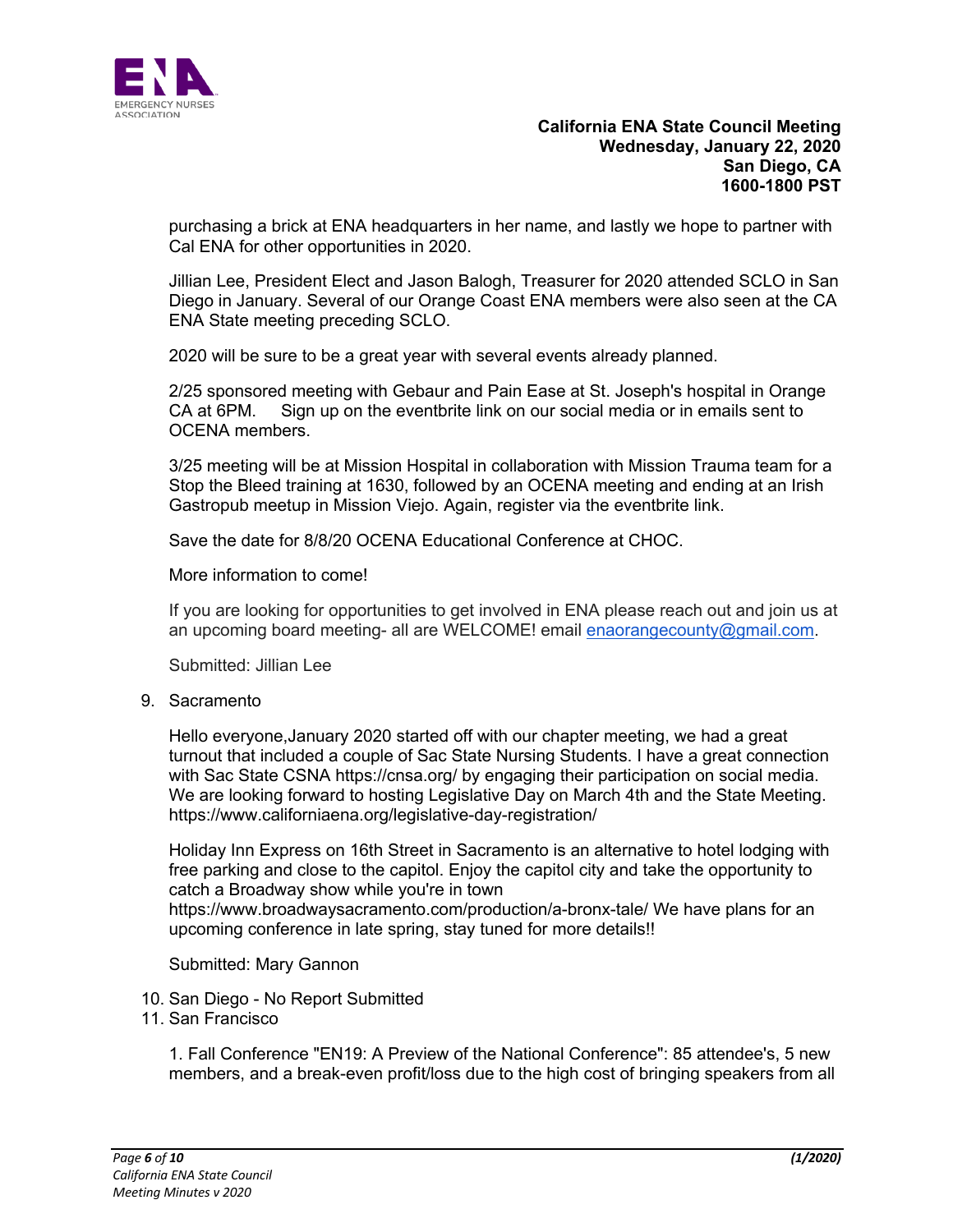purchasing a brick at ENA headquarters in her name, and lastly we hope to partner with Cal ENA for other opportunities in 2020.

Jillian Lee, President Elect and Jason Balogh, Treasurer for 2020 attended SCLO in San Diego in January. Several of our Orange Coast ENA members were also seen at the CA ENA State meeting preceding SCLO.

2020 will be sure to be a great year with several events already planned.

2/25 sponsored meeting with Gebaur and Pain Ease at St. Joseph's hospital in Orange CA at 6PM. Sign up on the eventbrite link on our social media or in emails sent to OCENA members.

3/25 meeting will be at Mission Hospital in collaboration with Mission Trauma team for a Stop the Bleed training at 1630, followed by an OCENA meeting and ending at an Irish Gastropub meetup in Mission Viejo. Again, register via the eventbrite link.

Save the date for 8/8/20 OCENA Educational Conference at CHOC.

More information to come!

If you are looking for opportunities to get involved in ENA please reach out and join us at an upcoming board meeting- all are WELCOME! email enaorangecounty@gmail.com.

Submitted: Jillian Lee

9. Sacramento

   Hello everyone,January 2020 started off with our chapter meeting, we had a great turnout that included a couple of Sac State Nursing Students. I have a great connection with Sac State CSNA https://cnsa.org/ by engaging their participation on social media. We are looking forward to hosting Legislative Day on March 4th and the State Meeting. https://www.californiaena.org/legislative-day-registration/

   Holiday Inn Express on 16th Street in Sacramento is an alternative to hotel lodging with free parking and close to the capitol. Enjoy the capitol city and take the opportunity to catch a Broadway show while you're in town https://www.broadwaysacramento.com/production/a-bronx-tale/ We have plans for an upcoming conference in late spring, stay tuned for more details!!

   Submitted: Mary Gannon

10. San Diego - No Report Submitted
11. San Francisco

    1. Fall Conference "EN19: A Preview of the National Conference": 85 attendee's, 5 new members, and a break-even profit/loss due to the high cost of bringing speakers from all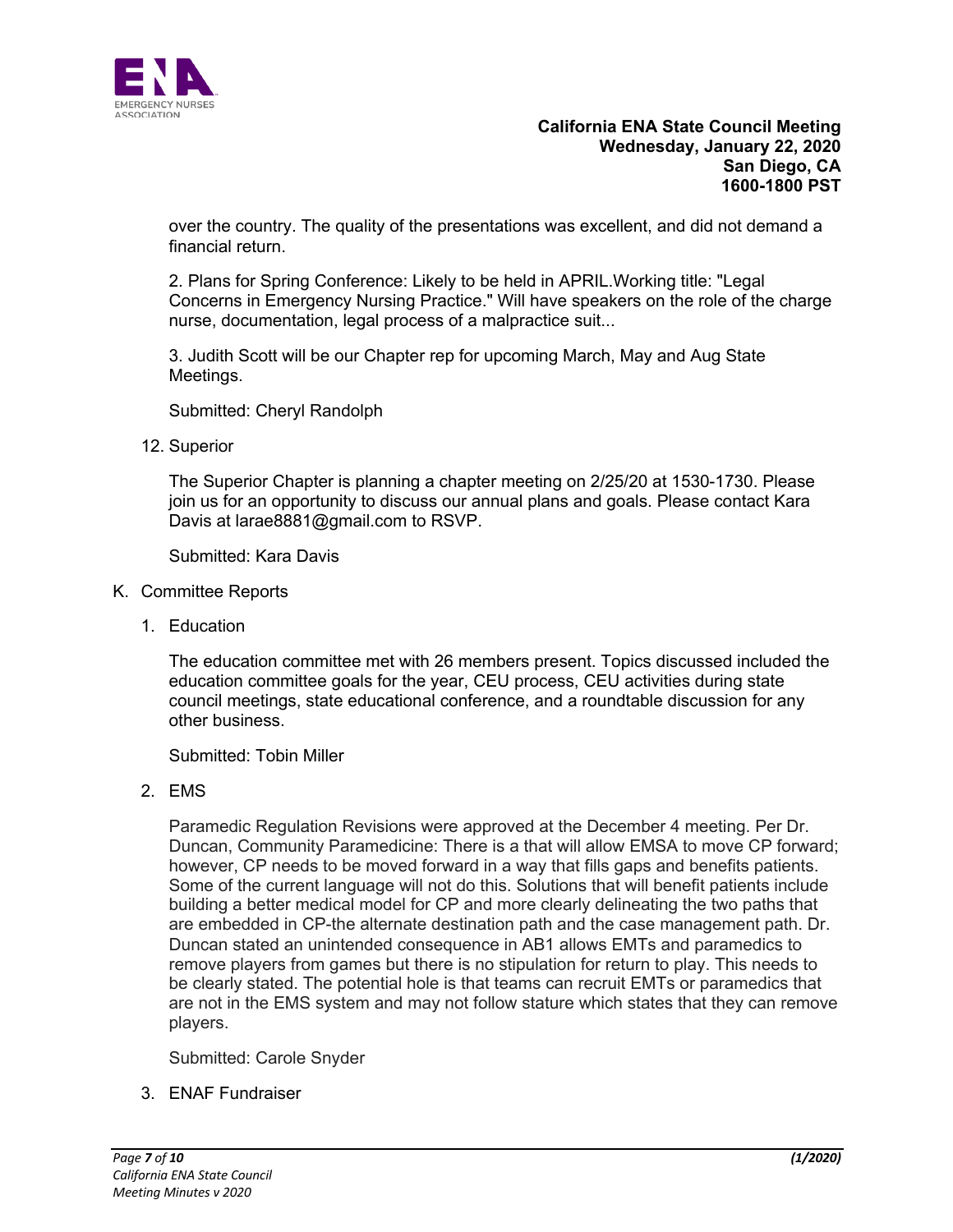over the country. The quality of the presentations was excellent, and did not demand a financial return.

2. Plans for Spring Conference: Likely to be held in APRIL.Working title: "Legal Concerns in Emergency Nursing Practice." Will have speakers on the role of the charge nurse, documentation, legal process of a malpractice suit...

3. Judith Scott will be our Chapter rep for upcoming March, May and Aug State Meetings.

Submitted: Cheryl Randolph

12. Superior

The Superior Chapter is planning a chapter meeting on 2/25/20 at 1530-1730. Please join us for an opportunity to discuss our annual plans and goals. Please contact Kara Davis at larae8881@gmail.com to RSVP.

Submitted: Kara Davis

K. Committee Reports

1. Education

The education committee met with 26 members present. Topics discussed included the education committee goals for the year, CEU process, CEU activities during state council meetings, state educational conference, and a roundtable discussion for any other business.

Submitted: Tobin Miller

2. EMS

Paramedic Regulation Revisions were approved at the December 4 meeting. Per Dr. Duncan, Community Paramedicine: There is a that will allow EMSA to move CP forward; however, CP needs to be moved forward in a way that fills gaps and benefits patients. Some of the current language will not do this. Solutions that will benefit patients include building a better medical model for CP and more clearly delineating the two paths that are embedded in CP-the alternate destination path and the case management path. Dr. Duncan stated an unintended consequence in AB1 allows EMTs and paramedics to remove players from games but there is no stipulation for return to play. This needs to be clearly stated. The potential hole is that teams can recruit EMTs or paramedics that are not in the EMS system and may not follow stature which states that they can remove players.

Submitted: Carole Snyder

3. ENAF Fundraiser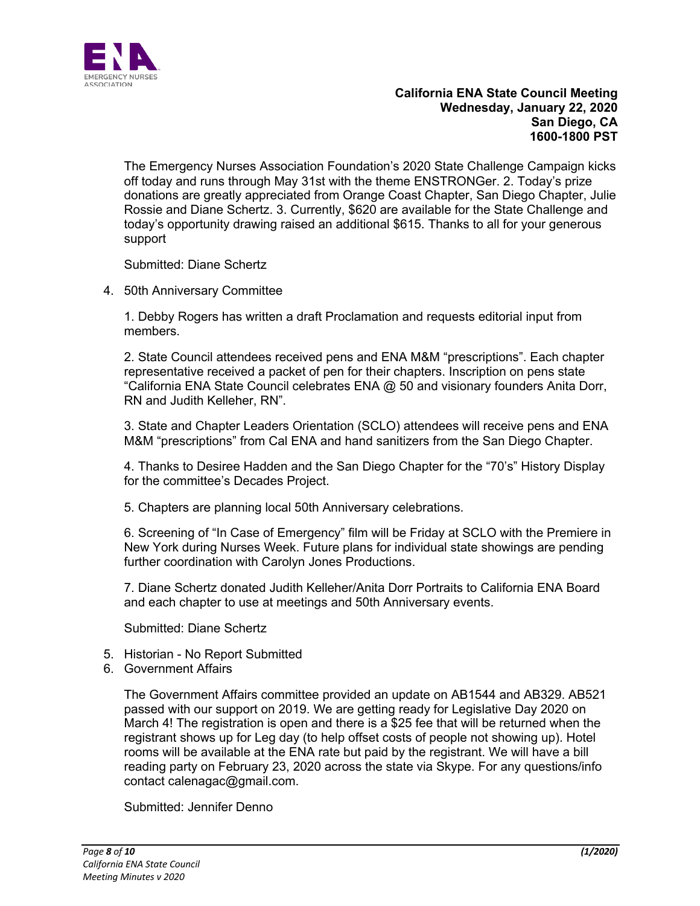**California ENA State Council Meeting**
**Wednesday, January 22, 2020**
**San Diego, CA**
**1600-1800 PST**

The Emergency Nurses Association Foundation's 2020 State Challenge Campaign kicks off today and runs through May 31st with the theme ENSTRONGer. 2. Today's prize donations are greatly appreciated from Orange Coast Chapter, San Diego Chapter, Julie Rossie and Diane Schertz. 3. Currently, $620 are available for the State Challenge and today's opportunity drawing raised an additional $615. Thanks to all for your generous support

Submitted: Diane Schertz

4. 50th Anniversary Committee

   1. Debby Rogers has written a draft Proclamation and requests editorial input from members.

   2. State Council attendees received pens and ENA M&M "prescriptions". Each chapter representative received a packet of pen for their chapters. Inscription on pens state "California ENA State Council celebrates ENA @ 50 and visionary founders Anita Dorr, RN and Judith Kelleher, RN".

   3. State and Chapter Leaders Orientation (SCLO) attendees will receive pens and ENA M&M "prescriptions" from Cal ENA and hand sanitizers from the San Diego Chapter.

   4. Thanks to Desiree Hadden and the San Diego Chapter for the "70's" History Display for the committee's Decades Project.

   5. Chapters are planning local 50th Anniversary celebrations.

   6. Screening of "In Case of Emergency" film will be Friday at SCLO with the Premiere in New York during Nurses Week. Future plans for individual state showings are pending further coordination with Carolyn Jones Productions.

   7. Diane Schertz donated Judith Kelleher/Anita Dorr Portraits to California ENA Board and each chapter to use at meetings and 50th Anniversary events.

   Submitted: Diane Schertz

5. Historian - No Report Submitted
6. Government Affairs

   The Government Affairs committee provided an update on AB1544 and AB329. AB521 passed with our support on 2019. We are getting ready for Legislative Day 2020 on March 4! The registration is open and there is a $25 fee that will be returned when the registrant shows up for Leg day (to help offset costs of people not showing up). Hotel rooms will be available at the ENA rate but paid by the registrant. We will have a bill reading party on February 23, 2020 across the state via Skype. For any questions/info contact calenagac@gmail.com.

   Submitted: Jennifer Denno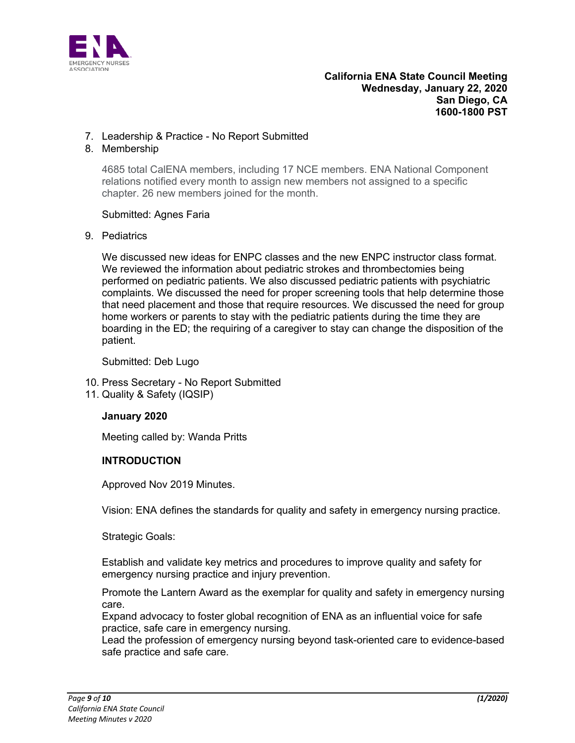7. Leadership & Practice - No Report Submitted
8. Membership

   4685 total CalENA members, including 17 NCE members. ENA National Component relations notified every month to assign new members not assigned to a specific chapter. 26 new members joined for the month.

   Submitted: Agnes Faria

9. Pediatrics

   We discussed new ideas for ENPC classes and the new ENPC instructor class format. We reviewed the information about pediatric strokes and thrombectomies being performed on pediatric patients. We also discussed pediatric patients with psychiatric complaints. We discussed the need for proper screening tools that help determine those that need placement and those that require resources. We discussed the need for group home workers or parents to stay with the pediatric patients during the time they are boarding in the ED; the requiring of a caregiver to stay can change the disposition of the patient.

   Submitted: Deb Lugo

10. Press Secretary - No Report Submitted
11. Quality & Safety (IQSIP)

    **January 2020**

    Meeting called by: Wanda Pritts

    **INTRODUCTION**

    Approved Nov 2019 Minutes.

    Vision: ENA defines the standards for quality and safety in emergency nursing practice.

    Strategic Goals:

    Establish and validate key metrics and procedures to improve quality and safety for emergency nursing practice and injury prevention.

    Promote the Lantern Award as the exemplar for quality and safety in emergency nursing care.
    Expand advocacy to foster global recognition of ENA as an influential voice for safe practice, safe care in emergency nursing.
    Lead the profession of emergency nursing beyond task-oriented care to evidence-based safe practice and safe care.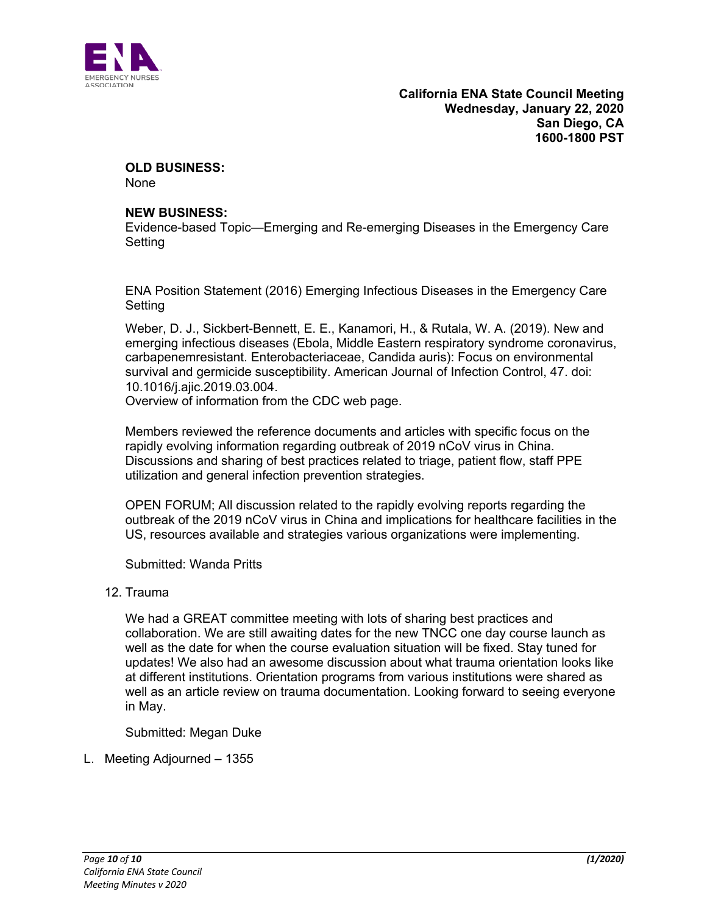**California ENA State Council Meeting**
**Wednesday, January 22, 2020**
**San Diego, CA**
**1600-1800 PST**

**OLD BUSINESS:**
None

**NEW BUSINESS:**
Evidence-based Topic—Emerging and Re-emerging Diseases in the Emergency Care Setting

ENA Position Statement (2016) Emerging Infectious Diseases in the Emergency Care Setting

Weber, D. J., Sickbert-Bennett, E. E., Kanamori, H., & Rutala, W. A. (2019). New and emerging infectious diseases (Ebola, Middle Eastern respiratory syndrome coronavirus, carbapenemresistant. Enterobacteriaceae, Candida auris): Focus on environmental survival and germicide susceptibility. American Journal of Infection Control, 47. doi: 10.1016/j.ajic.2019.03.004.
Overview of information from the CDC web page.

Members reviewed the reference documents and articles with specific focus on the rapidly evolving information regarding outbreak of 2019 nCoV virus in China. Discussions and sharing of best practices related to triage, patient flow, staff PPE utilization and general infection prevention strategies.

OPEN FORUM; All discussion related to the rapidly evolving reports regarding the outbreak of the 2019 nCoV virus in China and implications for healthcare facilities in the US, resources available and strategies various organizations were implementing.

Submitted: Wanda Pritts

12. Trauma

    We had a GREAT committee meeting with lots of sharing best practices and collaboration. We are still awaiting dates for the new TNCC one day course launch as well as the date for when the course evaluation situation will be fixed. Stay tuned for updates! We also had an awesome discussion about what trauma orientation looks like at different institutions. Orientation programs from various institutions were shared as well as an article review on trauma documentation. Looking forward to seeing everyone in May.

    Submitted: Megan Duke

L. Meeting Adjourned – 1355